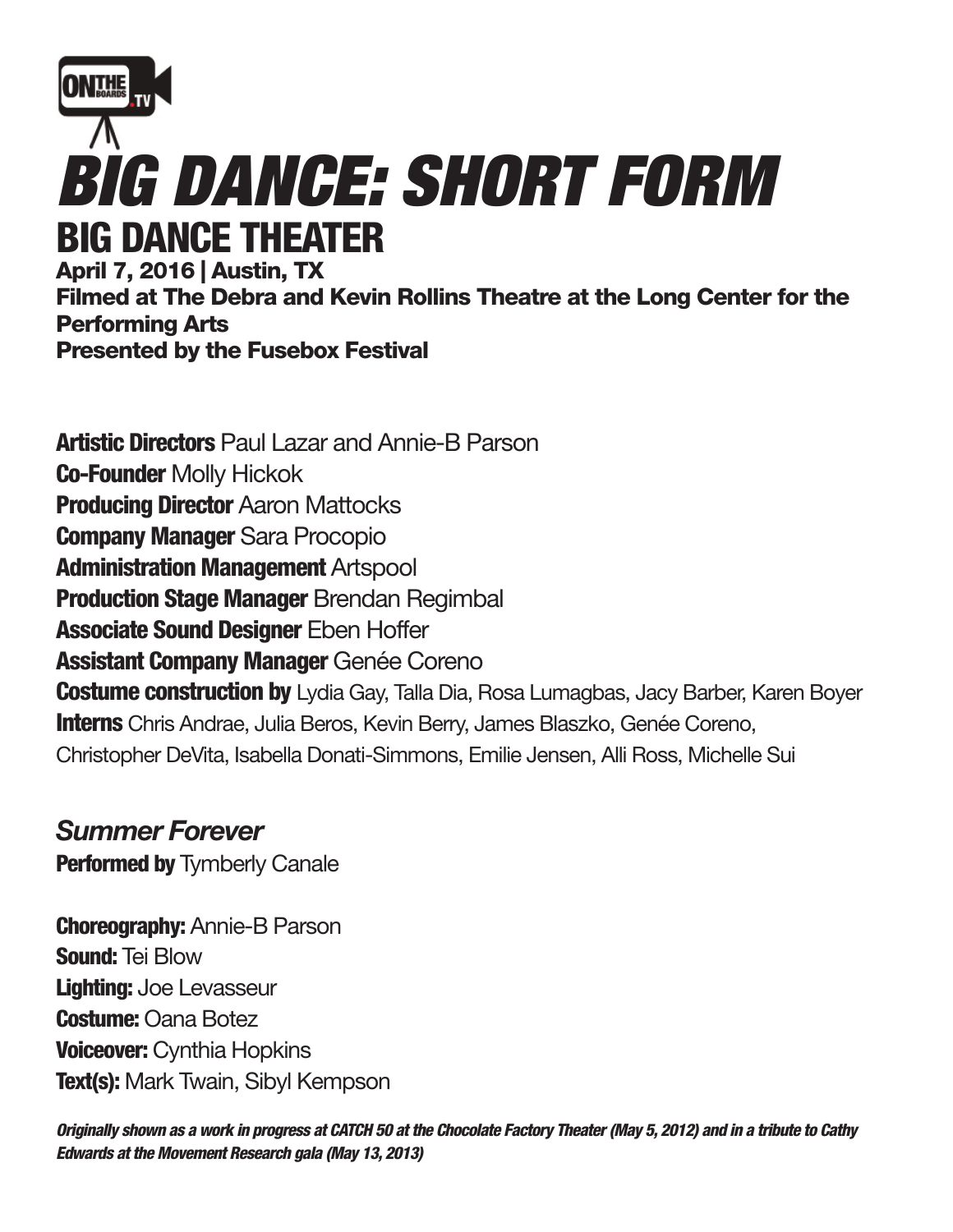ONTHEBOARDS.TV

# *BIG DANCE: SHORT FORM*

## BIG DANCE THEATER

**April 7, 2016 | Austin, TX**
**Filmed at The Debra and Kevin Rollins Theatre at the Long Center for the Performing Arts**
**Presented by the Fusebox Festival**

**Artistic Directors** Paul Lazar and Annie-B Parson
**Co-Founder** Molly Hickok
**Producing Director** Aaron Mattocks
**Company Manager** Sara Procopio
**Administration Management** Artspool
**Production Stage Manager** Brendan Regimbal
**Associate Sound Designer** Eben Hoffer
**Assistant Company Manager** Genée Coreno
**Costume construction by** Lydia Gay, Talla Dia, Rosa Lumagbas, Jacy Barber, Karen Boyer
**Interns** Chris Andrae, Julia Beros, Kevin Berry, James Blaszko, Genée Coreno, Christopher DeVita, Isabella Donati-Simmons, Emilie Jensen, Alli Ross, Michelle Sui

### *Summer Forever*

**Performed by** Tymberly Canale

**Choreography:** Annie-B Parson
**Sound:** Tei Blow
**Lighting:** Joe Levasseur
**Costume:** Oana Botez
**Voiceover:** Cynthia Hopkins
**Text(s):** Mark Twain, Sibyl Kempson

***Originally shown as a work in progress at CATCH 50 at the Chocolate Factory Theater (May 5, 2012) and in a tribute to Cathy Edwards at the Movement Research gala (May 13, 2013)***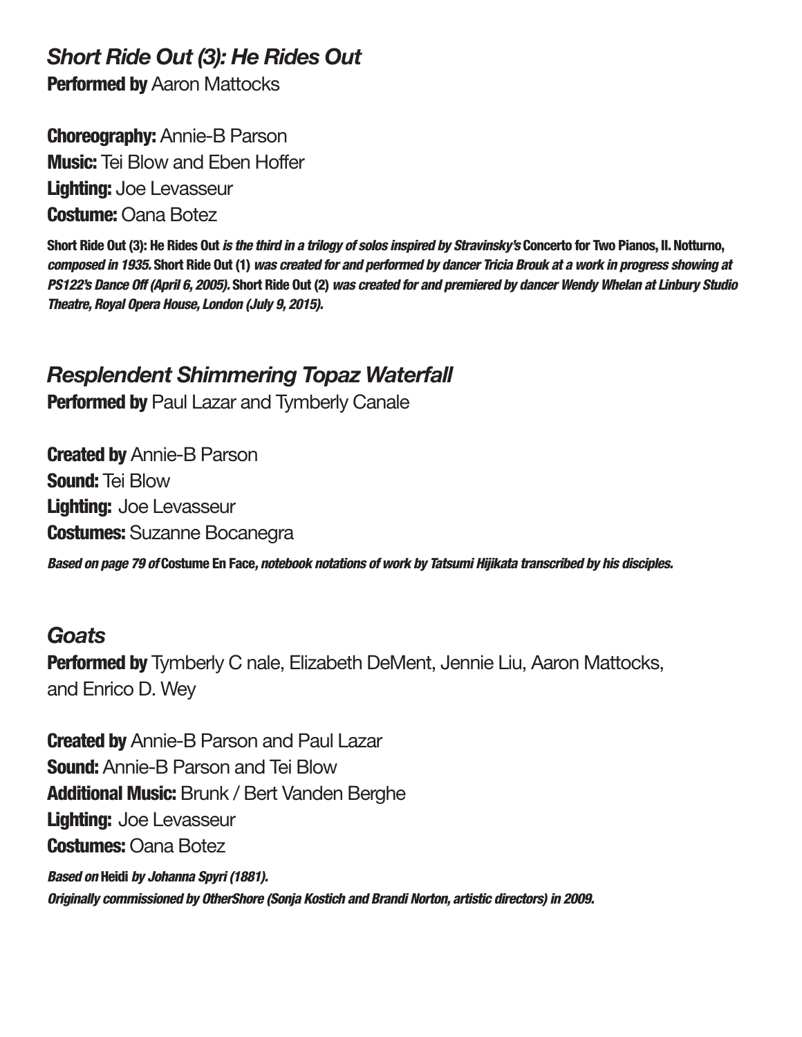## *Short Ride Out (3): He Rides Out*

**Performed by** Aaron Mattocks

**Choreography:** Annie-B Parson
**Music:** Tei Blow and Eben Hoffer
**Lighting:** Joe Levasseur
**Costume:** Oana Botez

**Short Ride Out (3): He Rides Out** ***is the third in a trilogy of solos inspired by Stravinsky's*** **Concerto for Two Pianos, II. Notturno,** ***composed in 1935.*** **Short Ride Out (1)** ***was created for and performed by dancer Tricia Brouk at a work in progress showing at PS122's Dance Off (April 6, 2005).*** **Short Ride Out (2)** ***was created for and premiered by dancer Wendy Whelan at Linbury Studio Theatre, Royal Opera House, London (July 9, 2015).***

## *Resplendent Shimmering Topaz Waterfall*

**Performed by** Paul Lazar and Tymberly Canale

**Created by** Annie-B Parson
**Sound:** Tei Blow
**Lighting:** Joe Levasseur
**Costumes:** Suzanne Bocanegra

***Based on page 79 of*** **Costume En Face*****, notebook notations of work by Tatsumi Hijikata transcribed by his disciples.***

## *Goats*

**Performed by** Tymberly C nale, Elizabeth DeMent, Jennie Liu, Aaron Mattocks, and Enrico D. Wey

**Created by** Annie-B Parson and Paul Lazar
**Sound:** Annie-B Parson and Tei Blow
**Additional Music:** Brunk / Bert Vanden Berghe
**Lighting:** Joe Levasseur
**Costumes:** Oana Botez

***Based on*** **Heidi** ***by Johanna Spyri (1881).***
***Originally commissioned by OtherShore (Sonja Kostich and Brandi Norton, artistic directors) in 2009.***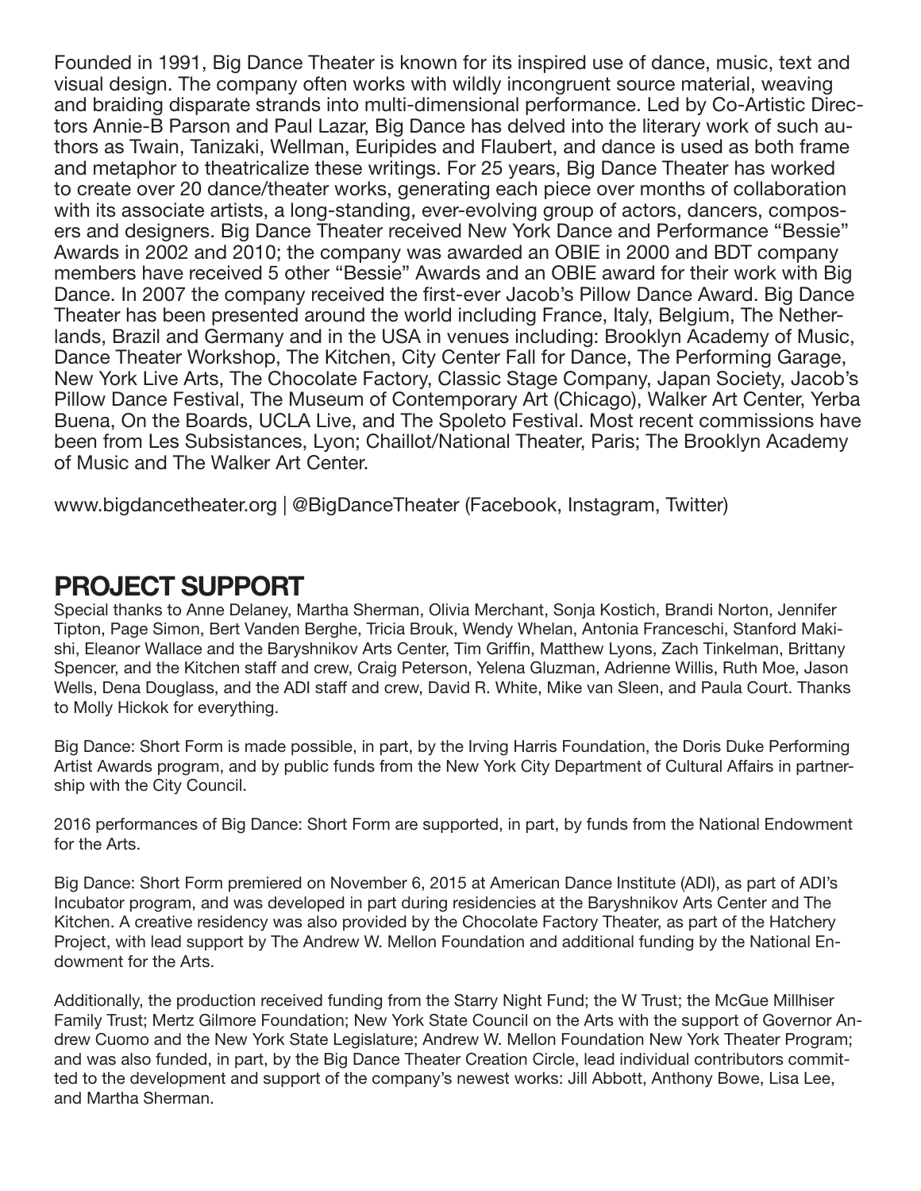Founded in 1991, Big Dance Theater is known for its inspired use of dance, music, text and visual design. The company often works with wildly incongruent source material, weaving and braiding disparate strands into multi-dimensional performance. Led by Co-Artistic Directors Annie-B Parson and Paul Lazar, Big Dance has delved into the literary work of such authors as Twain, Tanizaki, Wellman, Euripides and Flaubert, and dance is used as both frame and metaphor to theatricalize these writings. For 25 years, Big Dance Theater has worked to create over 20 dance/theater works, generating each piece over months of collaboration with its associate artists, a long-standing, ever-evolving group of actors, dancers, composers and designers. Big Dance Theater received New York Dance and Performance "Bessie" Awards in 2002 and 2010; the company was awarded an OBIE in 2000 and BDT company members have received 5 other "Bessie" Awards and an OBIE award for their work with Big Dance. In 2007 the company received the first-ever Jacob's Pillow Dance Award. Big Dance Theater has been presented around the world including France, Italy, Belgium, The Netherlands, Brazil and Germany and in the USA in venues including: Brooklyn Academy of Music, Dance Theater Workshop, The Kitchen, City Center Fall for Dance, The Performing Garage, New York Live Arts, The Chocolate Factory, Classic Stage Company, Japan Society, Jacob's Pillow Dance Festival, The Museum of Contemporary Art (Chicago), Walker Art Center, Yerba Buena, On the Boards, UCLA Live, and The Spoleto Festival. Most recent commissions have been from Les Subsistances, Lyon; Chaillot/National Theater, Paris; The Brooklyn Academy of Music and The Walker Art Center.

www.bigdancetheater.org | @BigDanceTheater (Facebook, Instagram, Twitter)

## PROJECT SUPPORT

Special thanks to Anne Delaney, Martha Sherman, Olivia Merchant, Sonja Kostich, Brandi Norton, Jennifer Tipton, Page Simon, Bert Vanden Berghe, Tricia Brouk, Wendy Whelan, Antonia Franceschi, Stanford Makishi, Eleanor Wallace and the Baryshnikov Arts Center, Tim Griffin, Matthew Lyons, Zach Tinkelman, Brittany Spencer, and the Kitchen staff and crew, Craig Peterson, Yelena Gluzman, Adrienne Willis, Ruth Moe, Jason Wells, Dena Douglass, and the ADI staff and crew, David R. White, Mike van Sleen, and Paula Court. Thanks to Molly Hickok for everything.

Big Dance: Short Form is made possible, in part, by the Irving Harris Foundation, the Doris Duke Performing Artist Awards program, and by public funds from the New York City Department of Cultural Affairs in partnership with the City Council.

2016 performances of Big Dance: Short Form are supported, in part, by funds from the National Endowment for the Arts.

Big Dance: Short Form premiered on November 6, 2015 at American Dance Institute (ADI), as part of ADI's Incubator program, and was developed in part during residencies at the Baryshnikov Arts Center and The Kitchen. A creative residency was also provided by the Chocolate Factory Theater, as part of the Hatchery Project, with lead support by The Andrew W. Mellon Foundation and additional funding by the National Endowment for the Arts.

Additionally, the production received funding from the Starry Night Fund; the W Trust; the McGue Millhiser Family Trust; Mertz Gilmore Foundation; New York State Council on the Arts with the support of Governor Andrew Cuomo and the New York State Legislature; Andrew W. Mellon Foundation New York Theater Program; and was also funded, in part, by the Big Dance Theater Creation Circle, lead individual contributors committed to the development and support of the company's newest works: Jill Abbott, Anthony Bowe, Lisa Lee, and Martha Sherman.